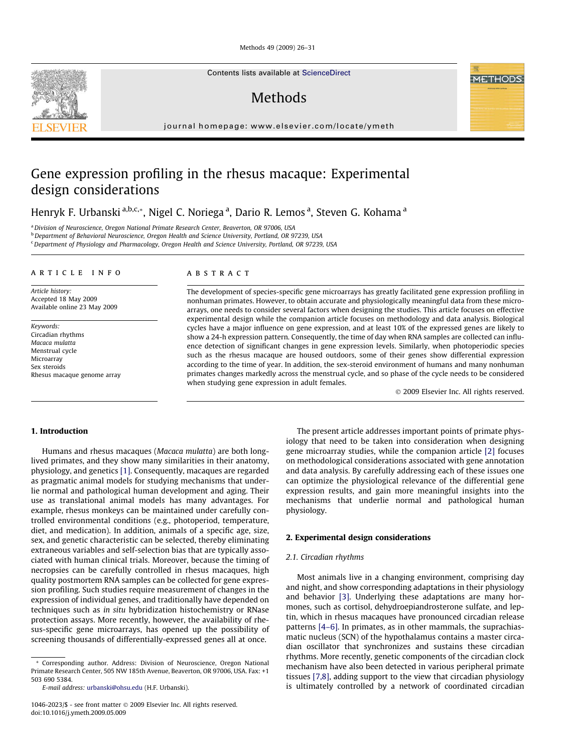# Gene expression profiling in the rhesus macaque: Experimental design considerations

Henryk F. Urbanski [a,b,c,*], Nigel C. Noriega [a], Dario R. Lemos [a], Steven G. Kohama [a]

[a] Division of Neuroscience, Oregon National Primate Research Center, Beaverton, OR 97006, USA
[b] Department of Behavioral Neuroscience, Oregon Health and Science University, Portland, OR 97239, USA
[c] Department of Physiology and Pharmacology, Oregon Health and Science University, Portland, OR 97239, USA

**ARTICLE INFO**

*Article history:*
Accepted 18 May 2009
Available online 23 May 2009

*Keywords:*
Circadian rhythms
*Macaca mulatta*
Menstrual cycle
Microarray
Sex steroids
Rhesus macaque genome array

**ABSTRACT**

The development of species-specific gene microarrays has greatly facilitated gene expression profiling in nonhuman primates. However, to obtain accurate and physiologically meaningful data from these microarrays, one needs to consider several factors when designing the studies. This article focuses on effective experimental design while the companion article focuses on methodology and data analysis. Biological cycles have a major influence on gene expression, and at least 10% of the expressed genes are likely to show a 24-h expression pattern. Consequently, the time of day when RNA samples are collected can influence detection of significant changes in gene expression levels. Similarly, when photoperiodic species such as the rhesus macaque are housed outdoors, some of their genes show differential expression according to the time of year. In addition, the sex-steroid environment of humans and many nonhuman primates changes markedly across the menstrual cycle, and so phase of the cycle needs to be considered when studying gene expression in adult females.

© 2009 Elsevier Inc. All rights reserved.

## 1. Introduction

Humans and rhesus macaques (*Macaca mulatta*) are both long-lived primates, and they show many similarities in their anatomy, physiology, and genetics [1]. Consequently, macaques are regarded as pragmatic animal models for studying mechanisms that underlie normal and pathological human development and aging. Their use as translational animal models has many advantages. For example, rhesus monkeys can be maintained under carefully controlled environmental conditions (e.g., photoperiod, temperature, diet, and medication). In addition, animals of a specific age, size, sex, and genetic characteristic can be selected, thereby eliminating extraneous variables and self-selection bias that are typically associated with human clinical trials. Moreover, because the timing of necropsies can be carefully controlled in rhesus macaques, high quality postmortem RNA samples can be collected for gene expression profiling. Such studies require measurement of changes in the expression of individual genes, and traditionally have depended on techniques such as *in situ* hybridization histochemistry or RNase protection assays. More recently, however, the availability of rhesus-specific gene microarrays, has opened up the possibility of screening thousands of differentially-expressed genes all at once.

The present article addresses important points of primate physiology that need to be taken into consideration when designing gene microarray studies, while the companion article [2] focuses on methodological considerations associated with gene annotation and data analysis. By carefully addressing each of these issues one can optimize the physiological relevance of the differential gene expression results, and gain more meaningful insights into the mechanisms that underlie normal and pathological human physiology.

## 2. Experimental design considerations

### 2.1. Circadian rhythms

Most animals live in a changing environment, comprising day and night, and show corresponding adaptations in their physiology and behavior [3]. Underlying these adaptations are many hormones, such as cortisol, dehydroepiandrosterone sulfate, and leptin, which in rhesus macaques have pronounced circadian release patterns [4–6]. In primates, as in other mammals, the suprachiasmatic nucleus (SCN) of the hypothalamus contains a master circadian oscillator that synchronizes and sustains these circadian rhythms. More recently, genetic components of the circadian clock mechanism have also been detected in various peripheral primate tissues [7,8], adding support to the view that circadian physiology is ultimately controlled by a network of coordinated circadian

* Corresponding author. Address: Division of Neuroscience, Oregon National Primate Research Center, 505 NW 185th Avenue, Beaverton, OR 97006, USA. Fax: +1 503 690 5384.
E-mail address: urbanski@ohsu.edu (H.F. Urbanski).

1046-2023/$ - see front matter © 2009 Elsevier Inc. All rights reserved.
doi:10.1016/j.ymeth.2009.05.009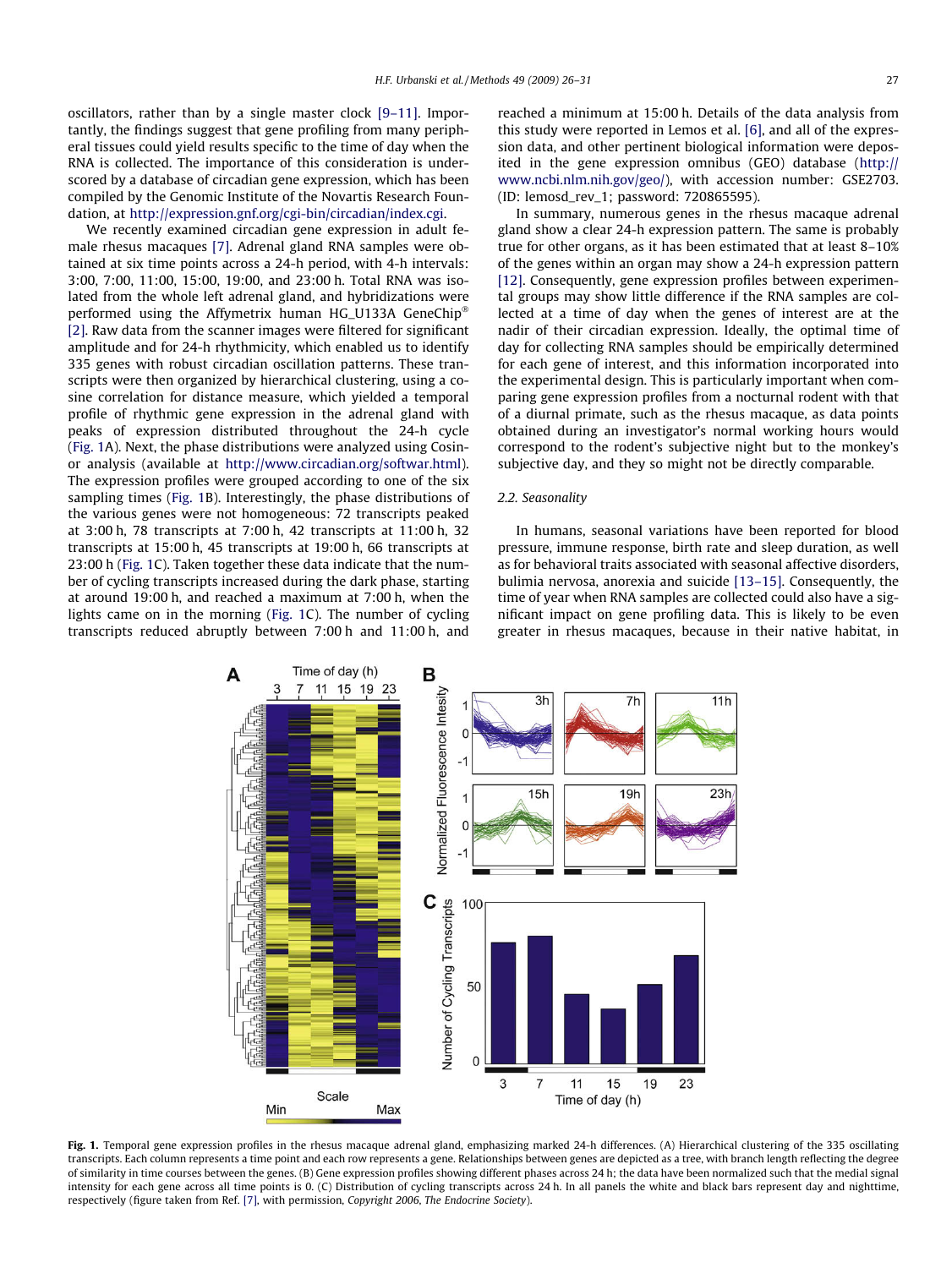oscillators, rather than by a single master clock [9–11]. Importantly, the findings suggest that gene profiling from many peripheral tissues could yield results specific to the time of day when the RNA is collected. The importance of this consideration is underscored by a database of circadian gene expression, which has been compiled by the Genomic Institute of the Novartis Research Foundation, at http://expression.gnf.org/cgi-bin/circadian/index.cgi.

We recently examined circadian gene expression in adult female rhesus macaques [7]. Adrenal gland RNA samples were obtained at six time points across a 24-h period, with 4-h intervals: 3:00, 7:00, 11:00, 15:00, 19:00, and 23:00 h. Total RNA was isolated from the whole left adrenal gland, and hybridizations were performed using the Affymetrix human HG_U133A GeneChip® [2]. Raw data from the scanner images were filtered for significant amplitude and for 24-h rhythmicity, which enabled us to identify 335 genes with robust circadian oscillation patterns. These transcripts were then organized by hierarchical clustering, using a cosine correlation for distance measure, which yielded a temporal profile of rhythmic gene expression in the adrenal gland with peaks of expression distributed throughout the 24-h cycle (Fig. 1A). Next, the phase distributions were analyzed using Cosinor analysis (available at http://www.circadian.org/softwar.html). The expression profiles were grouped according to one of the six sampling times (Fig. 1B). Interestingly, the phase distributions of the various genes were not homogeneous: 72 transcripts peaked at 3:00 h, 78 transcripts at 7:00 h, 42 transcripts at 11:00 h, 32 transcripts at 15:00 h, 45 transcripts at 19:00 h, 66 transcripts at 23:00 h (Fig. 1C). Taken together these data indicate that the number of cycling transcripts increased during the dark phase, starting at around 19:00 h, and reached a maximum at 7:00 h, when the lights came on in the morning (Fig. 1C). The number of cycling transcripts reduced abruptly between 7:00 h and 11:00 h, and reached a minimum at 15:00 h. Details of the data analysis from this study were reported in Lemos et al. [6], and all of the expression data, and other pertinent biological information were deposited in the gene expression omnibus (GEO) database (http://www.ncbi.nlm.nih.gov/geo/), with accession number: GSE2703. (ID: lemosd_rev_1; password: 720865595).

In summary, numerous genes in the rhesus macaque adrenal gland show a clear 24-h expression pattern. The same is probably true for other organs, as it has been estimated that at least 8–10% of the genes within an organ may show a 24-h expression pattern [12]. Consequently, gene expression profiles between experimental groups may show little difference if the RNA samples are collected at a time of day when the genes of interest are at the nadir of their circadian expression. Ideally, the optimal time of day for collecting RNA samples should be empirically determined for each gene of interest, and this information incorporated into the experimental design. This is particularly important when comparing gene expression profiles from a nocturnal rodent with that of a diurnal primate, such as the rhesus macaque, as data points obtained during an investigator's normal working hours would correspond to the rodent's subjective night but to the monkey's subjective day, and they so might not be directly comparable.

### 2.2. Seasonality

In humans, seasonal variations have been reported for blood pressure, immune response, birth rate and sleep duration, as well as for behavioral traits associated with seasonal affective disorders, bulimia nervosa, anorexia and suicide [13–15]. Consequently, the time of year when RNA samples are collected could also have a significant impact on gene profiling data. This is likely to be even greater in rhesus macaques, because in their native habitat, in

**Fig. 1.** Temporal gene expression profiles in the rhesus macaque adrenal gland, emphasizing marked 24-h differences. (A) Hierarchical clustering of the 335 oscillating transcripts. Each column represents a time point and each row represents a gene. Relationships between genes are depicted as a tree, with branch length reflecting the degree of similarity in time courses between the genes. (B) Gene expression profiles showing different phases across 24 h; the data have been normalized such that the medial signal intensity for each gene across all time points is 0. (C) Distribution of cycling transcripts across 24 h. In all panels the white and black bars represent day and nighttime, respectively (figure taken from Ref. [7], with permission, *Copyright 2006, The Endocrine Society*).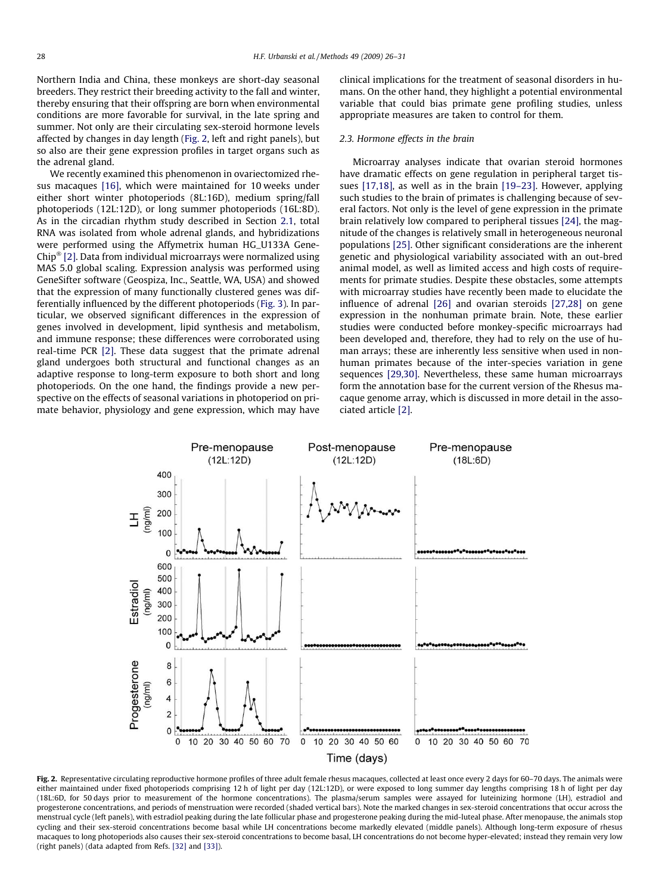Northern India and China, these monkeys are short-day seasonal breeders. They restrict their breeding activity to the fall and winter, thereby ensuring that their offspring are born when environmental conditions are more favorable for survival, in the late spring and summer. Not only are their circulating sex-steroid hormone levels affected by changes in day length (Fig. 2, left and right panels), but so also are their gene expression profiles in target organs such as the adrenal gland.

We recently examined this phenomenon in ovariectomized rhesus macaques [16], which were maintained for 10 weeks under either short winter photoperiods (8L:16D), medium spring/fall photoperiods (12L:12D), or long summer photoperiods (16L:8D). As in the circadian rhythm study described in Section 2.1, total RNA was isolated from whole adrenal glands, and hybridizations were performed using the Affymetrix human HG_U133A GeneChip® [2]. Data from individual microarrays were normalized using MAS 5.0 global scaling. Expression analysis was performed using GeneSifter software (Geospiza, Inc., Seattle, WA, USA) and showed that the expression of many functionally clustered genes was differentially influenced by the different photoperiods (Fig. 3). In particular, we observed significant differences in the expression of genes involved in development, lipid synthesis and metabolism, and immune response; these differences were corroborated using real-time PCR [2]. These data suggest that the primate adrenal gland undergoes both structural and functional changes as an adaptive response to long-term exposure to both short and long photoperiods. On the one hand, the findings provide a new perspective on the effects of seasonal variations in photoperiod on primate behavior, physiology and gene expression, which may have clinical implications for the treatment of seasonal disorders in humans. On the other hand, they highlight a potential environmental variable that could bias primate gene profiling studies, unless appropriate measures are taken to control for them.

### 2.3. Hormone effects in the brain

Microarray analyses indicate that ovarian steroid hormones have dramatic effects on gene regulation in peripheral target tissues [17,18], as well as in the brain [19–23]. However, applying such studies to the brain of primates is challenging because of several factors. Not only is the level of gene expression in the primate brain relatively low compared to peripheral tissues [24], the magnitude of the changes is relatively small in heterogeneous neuronal populations [25]. Other significant considerations are the inherent genetic and physiological variability associated with an out-bred animal model, as well as limited access and high costs of requirements for primate studies. Despite these obstacles, some attempts with microarray studies have recently been made to elucidate the influence of adrenal [26] and ovarian steroids [27,28] on gene expression in the nonhuman primate brain. Note, these earlier studies were conducted before monkey-specific microarrays had been developed and, therefore, they had to rely on the use of human arrays; these are inherently less sensitive when used in nonhuman primates because of the inter-species variation in gene sequences [29,30]. Nevertheless, these same human microarrays form the annotation base for the current version of the Rhesus macaque genome array, which is discussed in more detail in the associated article [2].

**Fig. 2.** Representative circulating reproductive hormone profiles of three adult female rhesus macaques, collected at least once every 2 days for 60–70 days. The animals were either maintained under fixed photoperiods comprising 12 h of light per day (12L:12D), or were exposed to long summer day lengths comprising 18 h of light per day (18L:6D, for 50 days prior to measurement of the hormone concentrations). The plasma/serum samples were assayed for luteinizing hormone (LH), estradiol and progesterone concentrations, and periods of menstruation were recorded (shaded vertical bars). Note the marked changes in sex-steroid concentrations that occur across the menstrual cycle (left panels), with estradiol peaking during the late follicular phase and progesterone peaking during the mid-luteal phase. After menopause, the animals stop cycling and their sex-steroid concentrations become basal while LH concentrations become markedly elevated (middle panels). Although long-term exposure of rhesus macaques to long photoperiods also causes their sex-steroid concentrations to become basal, LH concentrations do not become hyper-elevated; instead they remain very low (right panels) (data adapted from Refs. [32] and [33]).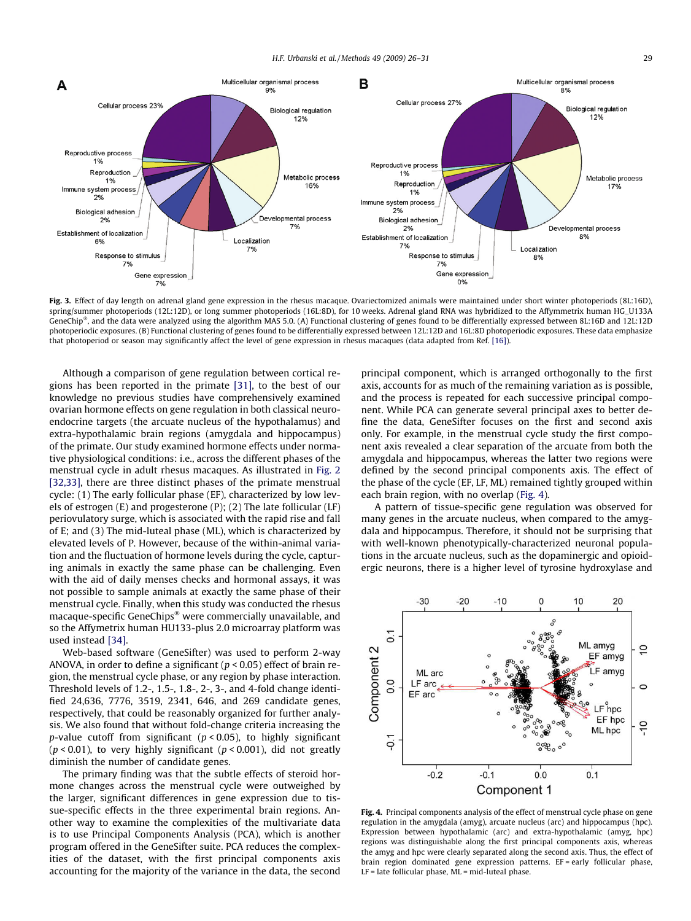**Fig. 3.** Effect of day length on adrenal gland gene expression in the rhesus macaque. Ovariectomized animals were maintained under short winter photoperiods (8L:16D), spring/summer photoperiods (12L:12D), or long summer photoperiods (16L:8D), for 10 weeks. Adrenal gland RNA was hybridized to the Affymmetrix human HG_U133A GeneChip®, and the data were analyzed using the algorithm MAS 5.0. (A) Functional clustering of genes found to be differentially expressed between 8L:16D and 12L:12D photoperiodic exposures. (B) Functional clustering of genes found to be differentially expressed between 12L:12D and 16L:8D photoperiodic exposures. These data emphasize that photoperiod or season may significantly affect the level of gene expression in rhesus macaques (data adapted from Ref. [16]).

Although a comparison of gene regulation between cortical regions has been reported in the primate [31], to the best of our knowledge no previous studies have comprehensively examined ovarian hormone effects on gene regulation in both classical neuroendocrine targets (the arcuate nucleus of the hypothalamus) and extra-hypothalamic brain regions (amygdala and hippocampus) of the primate. Our study examined hormone effects under normative physiological conditions: i.e., across the different phases of the menstrual cycle in adult rhesus macaques. As illustrated in Fig. 2 [32,33], there are three distinct phases of the primate menstrual cycle: (1) The early follicular phase (EF), characterized by low levels of estrogen (E) and progesterone (P); (2) The late follicular (LF) periovulatory surge, which is associated with the rapid rise and fall of E; and (3) The mid-luteal phase (ML), which is characterized by elevated levels of P. However, because of the within-animal variation and the fluctuation of hormone levels during the cycle, capturing animals in exactly the same phase can be challenging. Even with the aid of daily menses checks and hormonal assays, it was not possible to sample animals at exactly the same phase of their menstrual cycle. Finally, when this study was conducted the rhesus macaque-specific GeneChips® were commercially unavailable, and so the Affymetrix human HU133-plus 2.0 microarray platform was used instead [34].

Web-based software (GeneSifter) was used to perform 2-way ANOVA, in order to define a significant ($p < 0.05$) effect of brain region, the menstrual cycle phase, or any region by phase interaction. Threshold levels of 1.2-, 1.5-, 1.8-, 2-, 3-, and 4-fold change identified 24,636, 7776, 3519, 2341, 646, and 269 candidate genes, respectively, that could be reasonably organized for further analysis. We also found that without fold-change criteria increasing the *p*-value cutoff from significant ($p < 0.05$), to highly significant ($p < 0.01$), to very highly significant ($p < 0.001$), did not greatly diminish the number of candidate genes.

The primary finding was that the subtle effects of steroid hormone changes across the menstrual cycle were outweighed by the larger, significant differences in gene expression due to tissue-specific effects in the three experimental brain regions. Another way to examine the complexities of the multivariate data is to use Principal Components Analysis (PCA), which is another program offered in the GeneSifter suite. PCA reduces the complexities of the dataset, with the first principal components axis accounting for the majority of the variance in the data, the second principal component, which is arranged orthogonally to the first axis, accounts for as much of the remaining variation as is possible, and the process is repeated for each successive principal component. While PCA can generate several principal axes to better define the data, GeneSifter focuses on the first and second axis only. For example, in the menstrual cycle study the first component axis revealed a clear separation of the arcuate from both the amygdala and hippocampus, whereas the latter two regions were defined by the second principal components axis. The effect of the phase of the cycle (EF, LF, ML) remained tightly grouped within each brain region, with no overlap (Fig. 4).

A pattern of tissue-specific gene regulation was observed for many genes in the arcuate nucleus, when compared to the amygdala and hippocampus. Therefore, it should not be surprising that with well-known phenotypically-characterized neuronal populations in the arcuate nucleus, such as the dopaminergic and opioidergic neurons, there is a higher level of tyrosine hydroxylase and

**Fig. 4.** Principal components analysis of the effect of menstrual cycle phase on gene regulation in the amygdala (amyg), arcuate nucleus (arc) and hippocampus (hpc). Expression between hypothalamic (arc) and extra-hypothalamic (amyg, hpc) regions was distinguishable along the first principal components axis, whereas the amyg and hpc were clearly separated along the second axis. Thus, the effect of brain region dominated gene expression patterns. EF = early follicular phase, LF = late follicular phase, ML = mid-luteal phase.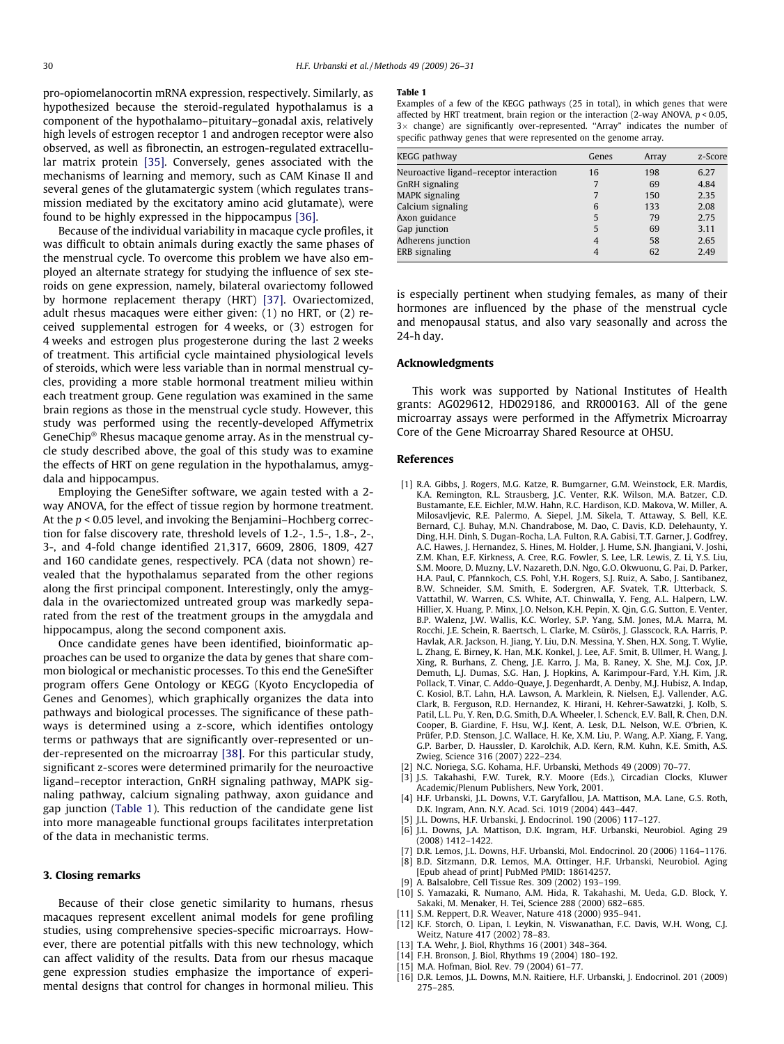pro-opiomelanocortin mRNA expression, respectively. Similarly, as hypothesized because the steroid-regulated hypothalamus is a component of the hypothalamo–pituitary–gonadal axis, relatively high levels of estrogen receptor 1 and androgen receptor were also observed, as well as fibronectin, an estrogen-regulated extracellular matrix protein [35]. Conversely, genes associated with the mechanisms of learning and memory, such as CAM Kinase II and several genes of the glutamatergic system (which regulates transmission mediated by the excitatory amino acid glutamate), were found to be highly expressed in the hippocampus [36].

Because of the individual variability in macaque cycle profiles, it was difficult to obtain animals during exactly the same phases of the menstrual cycle. To overcome this problem we have also employed an alternate strategy for studying the influence of sex steroids on gene expression, namely, bilateral ovariectomy followed by hormone replacement therapy (HRT) [37]. Ovariectomized, adult rhesus macaques were either given: (1) no HRT, or (2) received supplemental estrogen for 4 weeks, or (3) estrogen for 4 weeks and estrogen plus progesterone during the last 2 weeks of treatment. This artificial cycle maintained physiological levels of steroids, which were less variable than in normal menstrual cycles, providing a more stable hormonal treatment milieu within each treatment group. Gene regulation was examined in the same brain regions as those in the menstrual cycle study. However, this study was performed using the recently-developed Affymetrix GeneChip® Rhesus macaque genome array. As in the menstrual cycle study described above, the goal of this study was to examine the effects of HRT on gene regulation in the hypothalamus, amygdala and hippocampus.

Employing the GeneSifter software, we again tested with a 2-way ANOVA, for the effect of tissue region by hormone treatment. At the $p < 0.05$ level, and invoking the Benjamini–Hochberg correction for false discovery rate, threshold levels of 1.2-, 1.5-, 1.8-, 2-, 3-, and 4-fold change identified 21,317, 6609, 2806, 1809, 427 and 160 candidate genes, respectively. PCA (data not shown) revealed that the hypothalamus separated from the other regions along the first principal component. Interestingly, only the amygdala in the ovariectomized untreated group was markedly separated from the rest of the treatment groups in the amygdala and hippocampus, along the second component axis.

Once candidate genes have been identified, bioinformatic approaches can be used to organize the data by genes that share common biological or mechanistic processes. To this end the GeneSifter program offers Gene Ontology or KEGG (Kyoto Encyclopedia of Genes and Genomes), which graphically organizes the data into pathways and biological processes. The significance of these pathways is determined using a z-score, which identifies ontology terms or pathways that are significantly over-represented or under-represented on the microarray [38]. For this particular study, significant z-scores were determined primarily for the neuroactive ligand–receptor interaction, GnRH signaling pathway, MAPK signaling pathway, calcium signaling pathway, axon guidance and gap junction (Table 1). This reduction of the candidate gene list into more manageable functional groups facilitates interpretation of the data in mechanistic terms.

**Table 1**
Examples of a few of the KEGG pathways (25 in total), in which genes that were affected by HRT treatment, brain region or the interaction (2-way ANOVA, $p < 0.05$, $3\times$ change) are significantly over-represented. "Array" indicates the number of specific pathway genes that were represented on the genome array.

| KEGG pathway | Genes | Array | z-Score |
|---|---|---|---|
| Neuroactive ligand–receptor interaction | 16 | 198 | 6.27 |
| GnRH signaling | 7 | 69 | 4.84 |
| MAPK signaling | 7 | 150 | 2.35 |
| Calcium signaling | 6 | 133 | 2.08 |
| Axon guidance | 5 | 79 | 2.75 |
| Gap junction | 5 | 69 | 3.11 |
| Adherens junction | 4 | 58 | 2.65 |
| ERB signaling | 4 | 62 | 2.49 |

## 3. Closing remarks

Because of their close genetic similarity to humans, rhesus macaques represent excellent animal models for gene profiling studies, using comprehensive species-specific microarrays. However, there are potential pitfalls with this new technology, which can affect validity of the results. Data from our rhesus macaque gene expression studies emphasize the importance of experimental designs that control for changes in hormonal milieu. This is especially pertinent when studying females, as many of their hormones are influenced by the phase of the menstrual cycle and menopausal status, and also vary seasonally and across the 24-h day.

## Acknowledgments

This work was supported by National Institutes of Health grants: AG029612, HD029186, and RR000163. All of the gene microarray assays were performed in the Affymetrix Microarray Core of the Gene Microarray Shared Resource at OHSU.

## References

[1] R.A. Gibbs, J. Rogers, M.G. Katze, R. Bumgarner, G.M. Weinstock, E.R. Mardis, K.A. Remington, R.L. Strausberg, J.C. Venter, R.K. Wilson, M.A. Batzer, C.D. Bustamante, E.E. Eichler, M.W. Hahn, R.C. Hardison, K.D. Makova, W. Miller, A. Milosavljevic, R.E. Palermo, A. Siepel, J.M. Sikela, T. Attaway, S. Bell, K.E. Bernard, C.J. Buhay, M.N. Chandrabose, M. Dao, C. Davis, K.D. Delehaunty, Y. Ding, H.H. Dinh, S. Dugan-Rocha, L.A. Fulton, R.A. Gabisi, T.T. Garner, J. Godfrey, A.C. Hawes, J. Hernandez, S. Hines, M. Holder, J. Hume, S.N. Jhangiani, V. Joshi, Z.M. Khan, E.F. Kirkness, A. Cree, R.G. Fowler, S. Lee, L.R. Lewis, Z. Li, Y.S. Liu, S.M. Moore, D. Muzny, L.V. Nazareth, D.N. Ngo, G.O. Okwuonu, G. Pai, D. Parker, H.A. Paul, C. Pfannkoch, C.S. Pohl, Y.H. Rogers, S.J. Ruiz, A. Sabo, J. Santibanez, B.W. Schneider, S.M. Smith, E. Sodergren, A.F. Svatek, T.R. Utterback, S. Vattathil, W. Warren, C.S. White, A.T. Chinwalla, Y. Feng, A.L. Halpern, L.W. Hillier, X. Huang, P. Minx, J.O. Nelson, K.H. Pepin, X. Qin, G.G. Sutton, E. Venter, B.P. Walenz, J.W. Wallis, K.C. Worley, S.P. Yang, S.M. Jones, M.A. Marra, M. Rocchi, J.E. Schein, R. Baertsch, L. Clarke, M. Csürös, J. Glasscock, R.A. Harris, P. Havlak, A.R. Jackson, H. Jiang, Y. Liu, D.N. Messina, Y. Shen, H.X. Song, T. Wylie, L. Zhang, E. Birney, K. Han, M.K. Konkel, J. Lee, A.F. Smit, B. Ullmer, H. Wang, J. Xing, R. Burhans, Z. Cheng, J.E. Karro, J. Ma, B. Raney, X. She, M.J. Cox, J.P. Demuth, L.J. Dumas, S.G. Han, J. Hopkins, A. Karimpour-Fard, Y.H. Kim, J.R. Pollack, T. Vinar, C. Addo-Quaye, J. Degenhardt, A. Denby, M.J. Hubisz, A. Indap, C. Kosiol, B.T. Lahn, H.A. Lawson, A. Marklein, R. Nielsen, E.J. Vallender, A.G. Clark, B. Ferguson, R.D. Hernandez, K. Hirani, H. Kehrer-Sawatzki, J. Kolb, S. Patil, L.L. Pu, Y. Ren, D.G. Smith, D.A. Wheeler, I. Schenck, E.V. Ball, R. Chen, D.N. Cooper, B. Giardine, F. Hsu, W.J. Kent, A. Lesk, D.L. Nelson, W.E. O'brien, K. Prüfer, P.D. Stenson, J.C. Wallace, H. Ke, X.M. Liu, P. Wang, A.P. Xiang, F. Yang, G.P. Barber, D. Haussler, D. Karolchik, A.D. Kern, R.M. Kuhn, K.E. Smith, A.S. Zwieg, Science 316 (2007) 222–234.

[2] N.C. Noriega, S.G. Kohama, H.F. Urbanski, Methods 49 (2009) 70–77.

[3] J.S. Takahashi, F.W. Turek, R.Y. Moore (Eds.), Circadian Clocks, Kluwer Academic/Plenum Publishers, New York, 2001.

[4] H.F. Urbanski, J.L. Downs, V.T. Garyfallou, J.A. Mattison, M.A. Lane, G.S. Roth, D.K. Ingram, Ann. N.Y. Acad. Sci. 1019 (2004) 443–447.

[5] J.L. Downs, H.F. Urbanski, J. Endocrinol. 190 (2006) 117–127.

[6] J.L. Downs, J.A. Mattison, D.K. Ingram, H.F. Urbanski, Neurobiol. Aging 29 (2008) 1412–1422.

[7] D.R. Lemos, J.L. Downs, H.F. Urbanski, Mol. Endocrinol. 20 (2006) 1164–1176.

[8] B.D. Sitzmann, D.R. Lemos, M.A. Ottinger, H.F. Urbanski, Neurobiol. Aging [Epub ahead of print] PubMed PMID: 18614257.

[9] A. Balsalobre, Cell Tissue Res. 309 (2002) 193–199.

[10] S. Yamazaki, R. Numano, A.M. Hida, R. Takahashi, M. Ueda, G.D. Block, Y. Sakaki, M. Menaker, H. Tei, Science 288 (2000) 682–685.

[11] S.M. Reppert, D.R. Weaver, Nature 418 (2000) 935–941.

[12] K.F. Storch, O. Lipan, I. Leykin, N. Viswanathan, F.C. Davis, W.H. Wong, C.J. Weitz, Nature 417 (2002) 78–83.

[13] T.A. Wehr, J. Biol, Rhythms 16 (2001) 348–364.

[14] F.H. Bronson, J. Biol, Rhythms 19 (2004) 180–192.

[15] M.A. Hofman, Biol. Rev. 79 (2004) 61–77.

[16] D.R. Lemos, J.L. Downs, M.N. Raitiere, H.F. Urbanski, J. Endocrinol. 201 (2009) 275–285.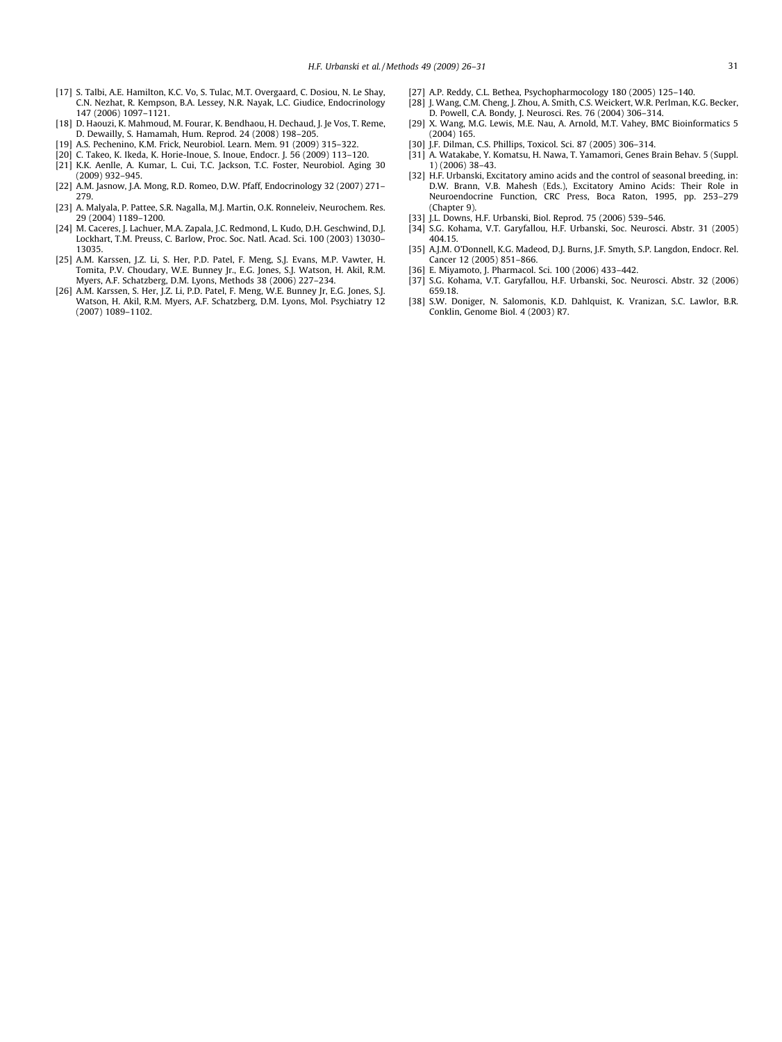[17] S. Talbi, A.E. Hamilton, K.C. Vo, S. Tulac, M.T. Overgaard, C. Dosiou, N. Le Shay, C.N. Nezhat, R. Kempson, B.A. Lessey, N.R. Nayak, L.C. Giudice, Endocrinology 147 (2006) 1097–1121.

[18] D. Haouzi, K. Mahmoud, M. Fourar, K. Bendhaou, H. Dechaud, J. Je Vos, T. Reme, D. Dewailly, S. Hamamah, Hum. Reprod. 24 (2008) 198–205.

[19] A.S. Pechenino, K.M. Frick, Neurobiol. Learn. Mem. 91 (2009) 315–322.

[20] C. Takeo, K. Ikeda, K. Horie-Inoue, S. Inoue, Endocr. J. 56 (2009) 113–120.

[21] K.K. Aenlle, A. Kumar, L. Cui, T.C. Jackson, T.C. Foster, Neurobiol. Aging 30 (2009) 932–945.

[22] A.M. Jasnow, J.A. Mong, R.D. Romeo, D.W. Pfaff, Endocrinology 32 (2007) 271–279.

[23] A. Malyala, P. Pattee, S.R. Nagalla, M.J. Martin, O.K. Ronneleiv, Neurochem. Res. 29 (2004) 1189–1200.

[24] M. Caceres, J. Lachuer, M.A. Zapala, J.C. Redmond, L. Kudo, D.H. Geschwind, D.J. Lockhart, T.M. Preuss, C. Barlow, Proc. Soc. Natl. Acad. Sci. 100 (2003) 13030–13035.

[25] A.M. Karssen, J.Z. Li, S. Her, P.D. Patel, F. Meng, S.J. Evans, M.P. Vawter, H. Tomita, P.V. Choudary, W.E. Bunney Jr., E.G. Jones, S.J. Watson, H. Akil, R.M. Myers, A.F. Schatzberg, D.M. Lyons, Methods 38 (2006) 227–234.

[26] A.M. Karssen, S. Her, J.Z. Li, P.D. Patel, F. Meng, W.E. Bunney Jr, E.G. Jones, S.J. Watson, H. Akil, R.M. Myers, A.F. Schatzberg, D.M. Lyons, Mol. Psychiatry 12 (2007) 1089–1102.

[27] A.P. Reddy, C.L. Bethea, Psychopharmocology 180 (2005) 125–140.

[28] J. Wang, C.M. Cheng, J. Zhou, A. Smith, C.S. Weickert, W.R. Perlman, K.G. Becker, D. Powell, C.A. Bondy, J. Neurosci. Res. 76 (2004) 306–314.

[29] X. Wang, M.G. Lewis, M.E. Nau, A. Arnold, M.T. Vahey, BMC Bioinformatics 5 (2004) 165.

[30] J.F. Dilman, C.S. Phillips, Toxicol. Sci. 87 (2005) 306–314.

[31] A. Watakabe, Y. Komatsu, H. Nawa, T. Yamamori, Genes Brain Behav. 5 (Suppl. 1) (2006) 38–43.

[32] H.F. Urbanski, Excitatory amino acids and the control of seasonal breeding, in: D.W. Brann, V.B. Mahesh (Eds.), Excitatory Amino Acids: Their Role in Neuroendocrine Function, CRC Press, Boca Raton, 1995, pp. 253–279 (Chapter 9).

[33] J.L. Downs, H.F. Urbanski, Biol. Reprod. 75 (2006) 539–546.

[34] S.G. Kohama, V.T. Garyfallou, H.F. Urbanski, Soc. Neurosci. Abstr. 31 (2005) 404.15.

[35] A.J.M. O'Donnell, K.G. Madeod, D.J. Burns, J.F. Smyth, S.P. Langdon, Endocr. Rel. Cancer 12 (2005) 851–866.

[36] E. Miyamoto, J. Pharmacol. Sci. 100 (2006) 433–442.

[37] S.G. Kohama, V.T. Garyfallou, H.F. Urbanski, Soc. Neurosci. Abstr. 32 (2006) 659.18.

[38] S.W. Doniger, N. Salomonis, K.D. Dahlquist, K. Vranizan, S.C. Lawlor, B.R. Conklin, Genome Biol. 4 (2003) R7.